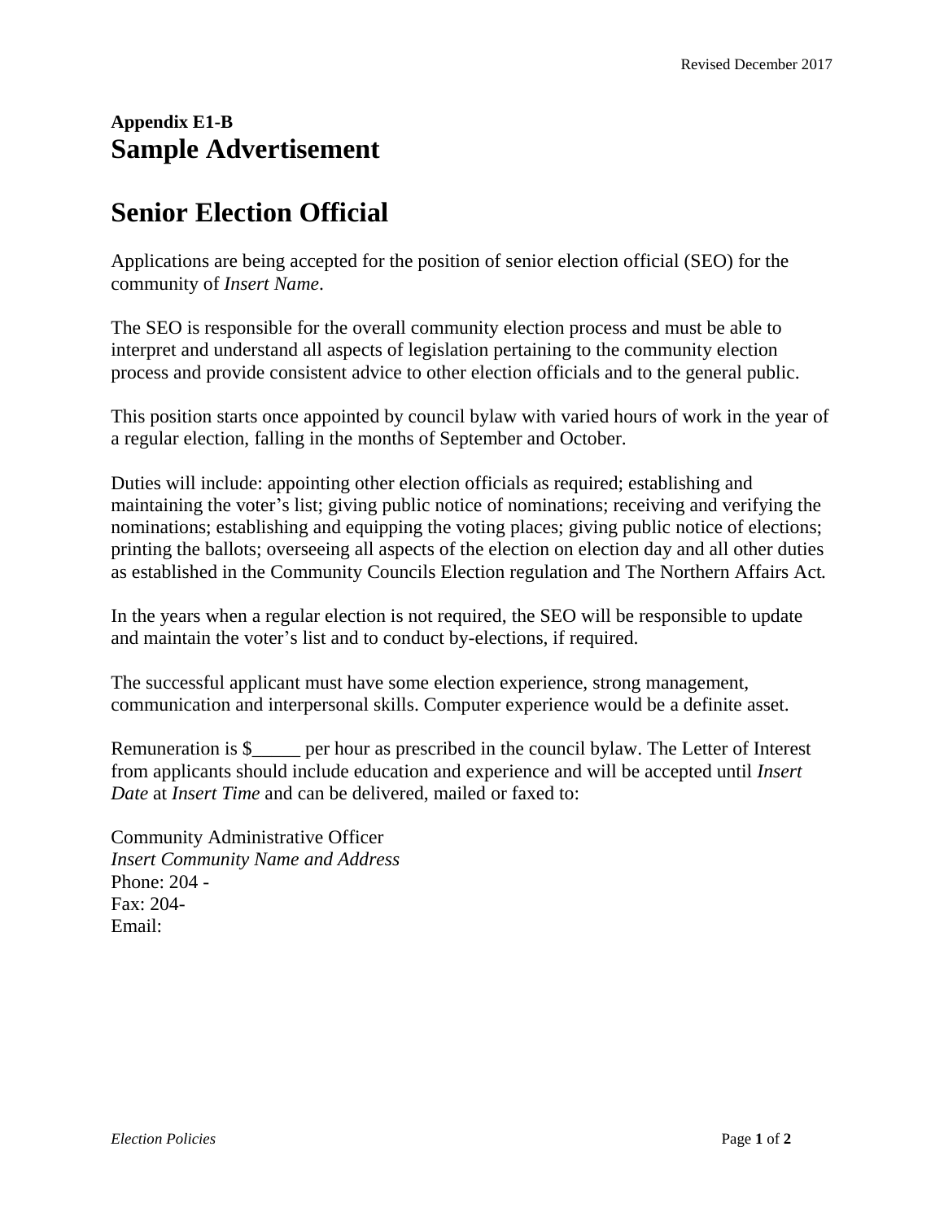**Appendix E1-B**
# Sample Advertisement

## Senior Election Official

Applications are being accepted for the position of senior election official (SEO) for the community of *Insert Name*.

The SEO is responsible for the overall community election process and must be able to interpret and understand all aspects of legislation pertaining to the community election process and provide consistent advice to other election officials and to the general public.

This position starts once appointed by council bylaw with varied hours of work in the year of a regular election, falling in the months of September and October.

Duties will include: appointing other election officials as required; establishing and maintaining the voter's list; giving public notice of nominations; receiving and verifying the nominations; establishing and equipping the voting places; giving public notice of elections; printing the ballots; overseeing all aspects of the election on election day and all other duties as established in the Community Councils Election regulation and The Northern Affairs Act.

In the years when a regular election is not required, the SEO will be responsible to update and maintain the voter's list and to conduct by-elections, if required.

The successful applicant must have some election experience, strong management, communication and interpersonal skills. Computer experience would be a definite asset.

Remuneration is $_____ per hour as prescribed in the council bylaw. The Letter of Interest from applicants should include education and experience and will be accepted until *Insert Date* at *Insert Time* and can be delivered, mailed or faxed to:

Community Administrative Officer
*Insert Community Name and Address*
Phone: 204 -
Fax: 204-
Email: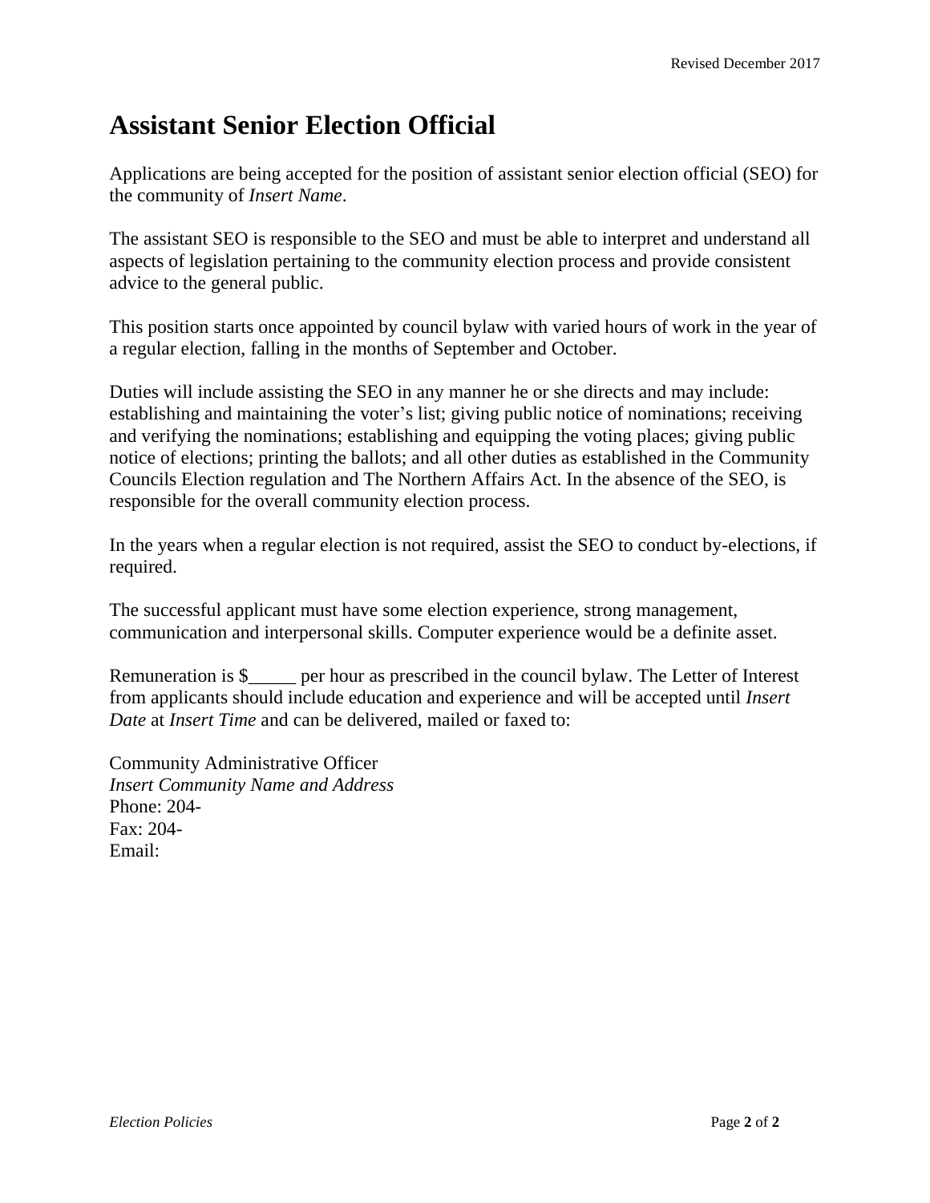# Assistant Senior Election Official

Applications are being accepted for the position of assistant senior election official (SEO) for the community of *Insert Name*.

The assistant SEO is responsible to the SEO and must be able to interpret and understand all aspects of legislation pertaining to the community election process and provide consistent advice to the general public.

This position starts once appointed by council bylaw with varied hours of work in the year of a regular election, falling in the months of September and October.

Duties will include assisting the SEO in any manner he or she directs and may include: establishing and maintaining the voter's list; giving public notice of nominations; receiving and verifying the nominations; establishing and equipping the voting places; giving public notice of elections; printing the ballots; and all other duties as established in the Community Councils Election regulation and The Northern Affairs Act. In the absence of the SEO, is responsible for the overall community election process.

In the years when a regular election is not required, assist the SEO to conduct by-elections, if required.

The successful applicant must have some election experience, strong management, communication and interpersonal skills. Computer experience would be a definite asset.

Remuneration is $_____ per hour as prescribed in the council bylaw. The Letter of Interest from applicants should include education and experience and will be accepted until *Insert Date* at *Insert Time* and can be delivered, mailed or faxed to:

Community Administrative Officer  
*Insert Community Name and Address*  
Phone: 204-  
Fax: 204-  
Email: